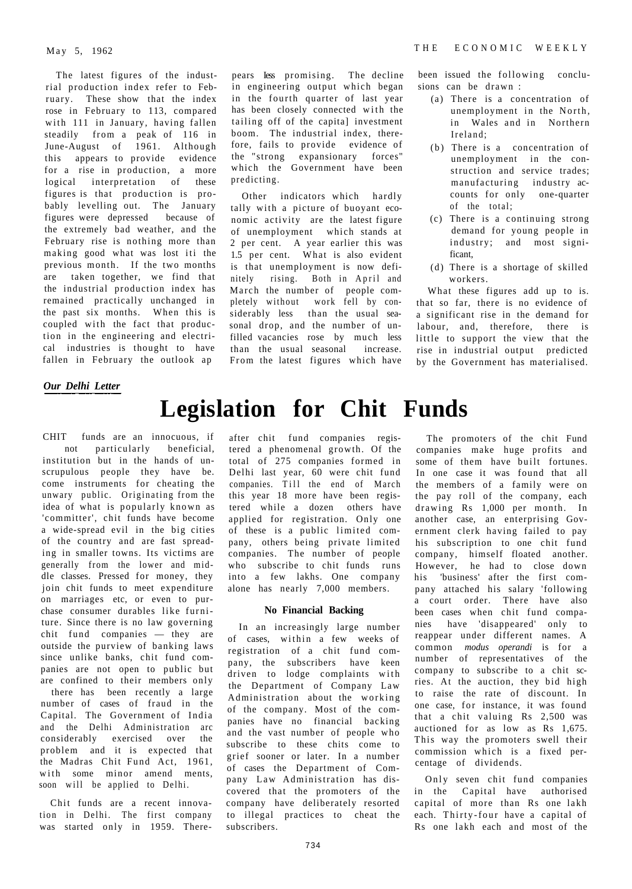The latest figures of the industrial production index refer to February. These show that the index rose in February to 113, compared with 111 in January, having fallen steadily from a peak of 116 in June-August of 1961. Although this appears to provide evidence for a rise in production, a more logical interpretation of these figures is that production is probably levelling out. The January figures were depressed because of the extremely bad weather, and the February rise is nothing more than making good what was lost iti the previous month. If the two months are taken together, we find that the industrial production index has remained practically unchanged in the past six months. When this is coupled with the fact that production in the engineering and electrical industries is thought to have fallen in February the outlook appears less promising. The decline in engineering output which began in the fourth quarter of last year has been closely connected with the tailing off of the capita] investment boom. The industrial index, therefore, fails to provide evidence of the "strong expansionary forces" which the Government have been predicting.

Other indicators which hardly tally with a picture of buoyant economic activity are the latest figure of unemployment which stands at 2 per cent. A year earlier this was 1.5 per cent. What is also evident is that unemployment is now definitely rising. Both in April and March the number of people completely without work fell by considerably less than the usual seasonal drop, and the number of unfilled vacancies rose by much less than the usual seasonal increase. From the latest figures which have been issued the following conclusions can be drawn :

(a) There is a concentration of unemployment in the North, in Wales and in Northern Ireland;

(b) There is a concentration of unemployment in the construction and service trades; manufacturing industry accounts for only one-quarter of the total;

(c) There is a continuing strong demand for young people in industry; and most significant,

(d) There is a shortage of skilled workers.

What these figures add up to is. that so far, there is no evidence of a significant rise in the demand for labour, and, therefore, there is little to support the view that the rise in industrial output predicted by the Government has materialised.

***Our Delhi Letter***

# Legislation for Chit Funds

CHIT funds are an innocuous, if not particularly beneficial, institution but in the hands of unscrupulous people they have be. come instruments for cheating the unwary public. Originating from the idea of what is popularly known as 'committer', chit funds have become a wide-spread evil in the big cities of the country and are fast spreading in smaller towns. Its victims are generally from the lower and middle classes. Pressed for money, they join chit funds to meet expenditure on marriages etc, or even to purchase consumer durables like furniture. Since there is no law governing chit fund companies — they are outside the purview of banking laws since unlike banks, chit fund companies are not open to public but are confined to their members only there has been recently a large number of cases of fraud in the Capital. The Government of India and the Delhi Administration arc considerably exercised over the problem and it is expected that the Madras Chit Fund Act, 1961, with some minor amend ments, soon will be applied to Delhi.

Chit funds are a recent innovation in Delhi. The first company was started only in 1959. Thereafter chit fund companies registered a phenomenal growth. Of the total of 275 companies formed in Delhi last year, 60 were chit fund companies. Till the end of March this year 18 more have been registered while a dozen others have applied for registration. Only one of these is a public limited company, others being private limited companies. The number of people who subscribe to chit funds runs into a few lakhs. One company alone has nearly 7,000 members.

### No Financial Backing

In an increasingly large number of cases, within a few weeks of registration of a chit fund company, the subscribers have keen driven to lodge complaints with the Department of Company Law Administration about the working of the company. Most of the companies have no financial backing and the vast number of people who subscribe to these chits come to grief sooner or later. In a number of cases the Department of Company Law Administration has discovered that the promoters of the company have deliberately resorted to illegal practices to cheat the subscribers.

The promoters of the chit Fund companies make huge profits and some of them have built fortunes. In one case it was found that all the members of a family were on the pay roll of the company, each drawing Rs 1,000 per month. In another case, an enterprising Government clerk having failed to pay his subscription to one chit fund company, himself floated another. However, he had to close down his 'business' after the first company attached his salary 'following a court order. There have also been cases when chit fund companies have 'disappeared' only to reappear under different names. A common *modus operandi* is for a number of representatives of the company to subscribe to a chit series. At the auction, they bid high to raise the rate of discount. In one case, for instance, it was found that a chit valuing Rs 2,500 was auctioned for as low as Rs 1,675. This way the promoters swell their commission which is a fixed percentage of dividends.

Only seven chit fund companies in the Capital have authorised capital of more than Rs one lakh each. Thirty-four have a capital of Rs one lakh each and most of the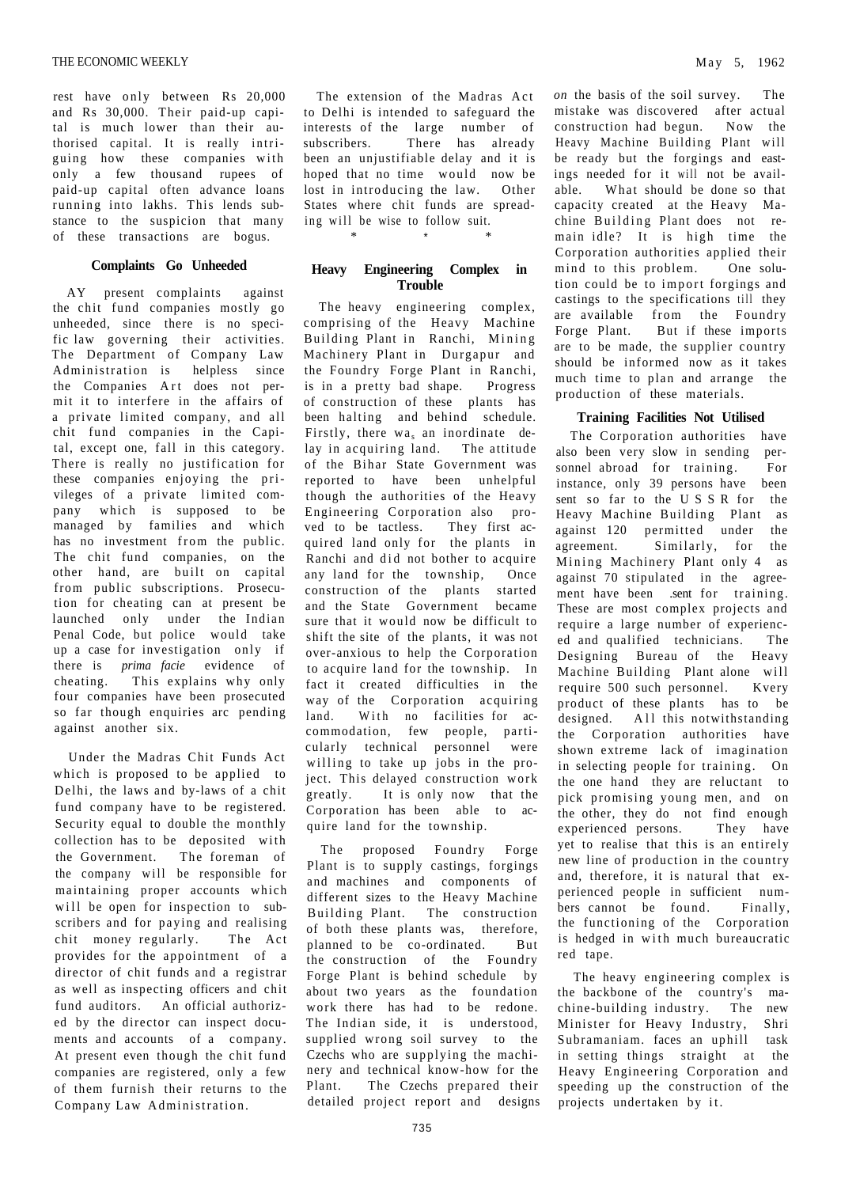rest have only between Rs 20,000 and Rs 30,000. Their paid-up capital is much lower than their authorised capital. It is really intriguing how these companies with only a few thousand rupees of paid-up capital often advance loans running into lakhs. This lends substance to the suspicion that many of these transactions are bogus.

### Complaints Go Unheeded

AY present complaints against the chit fund companies mostly go unheeded, since there is no specific law governing their activities. The Department of Company Law Administration is helpless since the Companies Art does not permit it to interfere in the affairs of a private limited company, and all chit fund companies in the Capital, except one, fall in this category. There is really no justification for these companies enjoying the privileges of a private limited company which is supposed to be managed by families and which has no investment from the public. The chit fund companies, on the other hand, are built on capital from public subscriptions. Prosecution for cheating can at present be launched only under the Indian Penal Code, but police would take up a case for investigation only if there is *prima facie* evidence of cheating. This explains why only four companies have been prosecuted so far though enquiries arc pending against another six.

Under the Madras Chit Funds Act which is proposed to be applied to Delhi, the laws and by-laws of a chit fund company have to be registered. Security equal to double the monthly collection has to be deposited with the Government. The foreman of the company will be responsible for maintaining proper accounts which will be open for inspection to subscribers and for paying and realising chit money regularly. The Act provides for the appointment of a director of chit funds and a registrar as well as inspecting officers and chit fund auditors. An official authorized by the director can inspect documents and accounts of a company. At present even though the chit fund companies are registered, only a few of them furnish their returns to the Company Law Administration.

The extension of the Madras Act to Delhi is intended to safeguard the interests of the large number of subscribers. There has already been an unjustifiable delay and it is hoped that no time would now be lost in introducing the law. Other States where chit funds are spreading will be wise to follow suit.

\* \* \*

### Heavy Engineering Complex in Trouble

The heavy engineering complex, comprising of the Heavy Machine Building Plant in Ranchi, Mining Machinery Plant in Durgapur and the Foundry Forge Plant in Ranchi, is in a pretty bad shape. Progress of construction of these plants has been halting and behind schedule. Firstly, there was an inordinate delay in acquiring land. The attitude of the Bihar State Government was reported to have been unhelpful though the authorities of the Heavy Engineering Corporation also proved to be tactless. They first acquired land only for the plants in Ranchi and did not bother to acquire any land for the township, Once construction of the plants started and the State Government became sure that it would now be difficult to shift the site of the plants, it was not over-anxious to help the Corporation to acquire land for the township. In fact it created difficulties in the way of the Corporation acquiring land. With no facilities for accommodation, few people, particularly technical personnel were willing to take up jobs in the project. This delayed construction work greatly. It is only now that the Corporation has been able to acquire land for the township.

The proposed Foundry Forge Plant is to supply castings, forgings and machines and components of different sizes to the Heavy Machine Building Plant. The construction of both these plants was, therefore, planned to be co-ordinated. But the construction of the Foundry Forge Plant is behind schedule by about two years as the foundation work there has had to be redone. The Indian side, it is understood, supplied wrong soil survey to the Czechs who are supplying the machinery and technical know-how for the Plant. The Czechs prepared their detailed project report and designs *on* the basis of the soil survey. The mistake was discovered after actual construction had begun. Now the Heavy Machine Building Plant will be ready but the forgings and eastings needed for it will not be available. What should be done so that capacity created at the Heavy Machine Building Plant does not remain idle? It is high time the Corporation authorities applied their mind to this problem. One solution could be to import forgings and castings to the specifications till they are available from the Foundry Forge Plant. But if these imports are to be made, the supplier country should be informed now as it takes much time to plan and arrange the production of these materials.

### Training Facilities Not Utilised

The Corporation authorities have also been very slow in sending personnel abroad for training. For instance, only 39 persons have been sent so far to the U S S R for the Heavy Machine Building Plant as against 120 permitted under the agreement. Similarly, for the Mining Machinery Plant only 4 as against 70 stipulated in the agreement have been .sent for training. These are most complex projects and require a large number of experienced and qualified technicians. The Designing Bureau of the Heavy Machine Building Plant alone will require 500 such personnel. Kvery product of these plants has to be designed. All this notwithstanding the Corporation authorities have shown extreme lack of imagination in selecting people for training. On the one hand they are reluctant to pick promising young men, and on the other, they do not find enough experienced persons. They have yet to realise that this is an entirely new line of production in the country and, therefore, it is natural that experienced people in sufficient numbers cannot be found. Finally, the functioning of the Corporation is hedged in with much bureaucratic red tape.

The heavy engineering complex is the backbone of the country's machine-building industry. The new Minister for Heavy Industry, Shri Subramaniam. faces an uphill task in setting things straight at the Heavy Engineering Corporation and speeding up the construction of the projects undertaken by it.